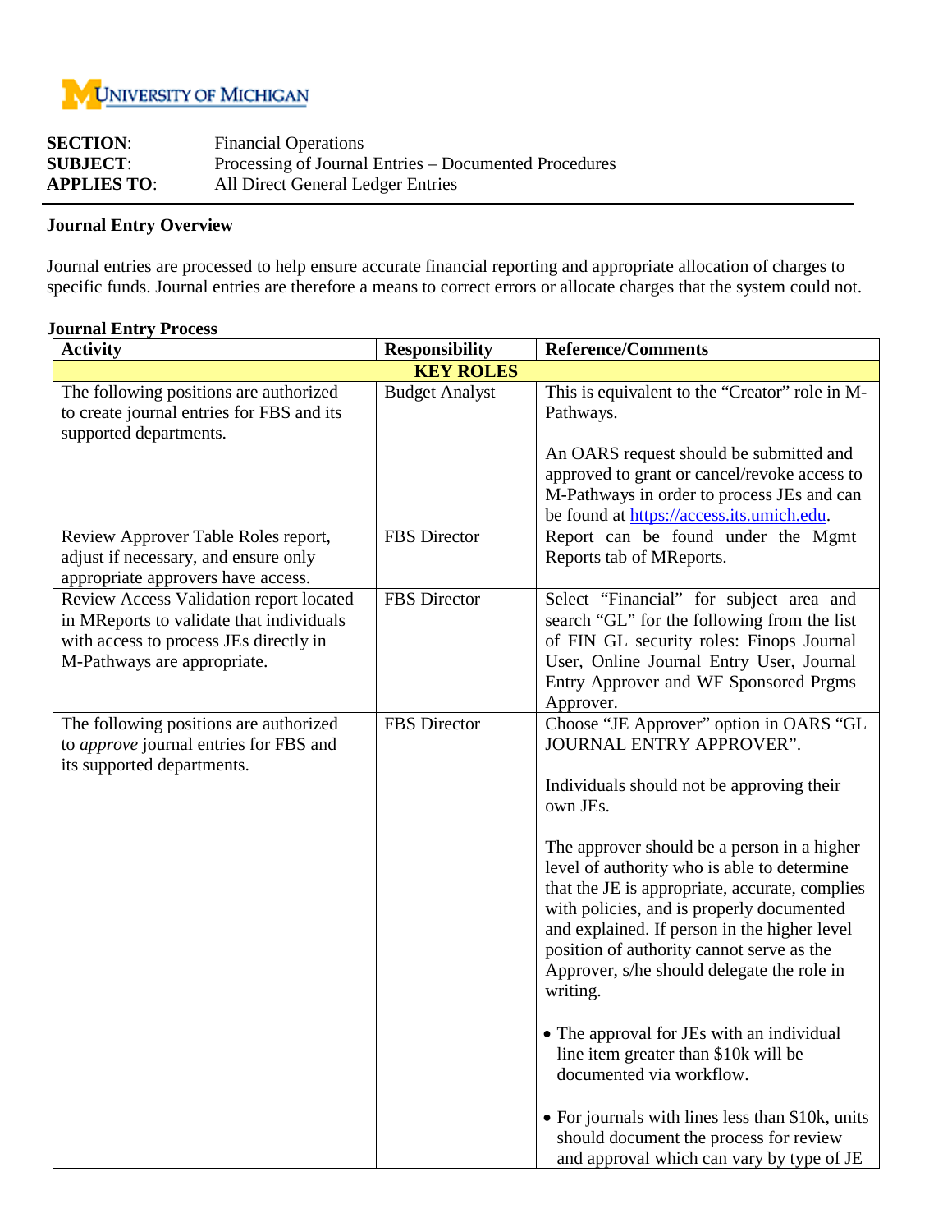UNIVERSITY OF MICHIGAN

| | |
|---|---|
| **SECTION**: | Financial Operations |
| **SUBJECT**: | Processing of Journal Entries – Documented Procedures |
| **APPLIES TO**: | All Direct General Ledger Entries |

**Journal Entry Overview**

Journal entries are processed to help ensure accurate financial reporting and appropriate allocation of charges to specific funds. Journal entries are therefore a means to correct errors or allocate charges that the system could not.

**Journal Entry Process**

| Activity | Responsibility | Reference/Comments |
|---|---|---|
| | **KEY ROLES** | |
| The following positions are authorized to create journal entries for FBS and its supported departments. | Budget Analyst | This is equivalent to the "Creator" role in M-Pathways.<br><br>An OARS request should be submitted and approved to grant or cancel/revoke access to M-Pathways in order to process JEs and can be found at https://access.its.umich.edu. |
| Review Approver Table Roles report, adjust if necessary, and ensure only appropriate approvers have access. | FBS Director | Report can be found under the Mgmt Reports tab of MReports. |
| Review Access Validation report located in MReports to validate that individuals with access to process JEs directly in M-Pathways are appropriate. | FBS Director | Select "Financial" for subject area and search "GL" for the following from the list of FIN GL security roles: Finops Journal User, Online Journal Entry User, Journal Entry Approver and WF Sponsored Prgms Approver. |
| The following positions are authorized to *approve* journal entries for FBS and its supported departments. | FBS Director | Choose "JE Approver" option in OARS "GL JOURNAL ENTRY APPROVER".<br><br>Individuals should not be approving their own JEs.<br><br>The approver should be a person in a higher level of authority who is able to determine that the JE is appropriate, accurate, complies with policies, and is properly documented and explained. If person in the higher level position of authority cannot serve as the Approver, s/he should delegate the role in writing.<br><br>• The approval for JEs with an individual line item greater than $10k will be documented via workflow.<br><br>• For journals with lines less than $10k, units should document the process for review and approval which can vary by type of JE |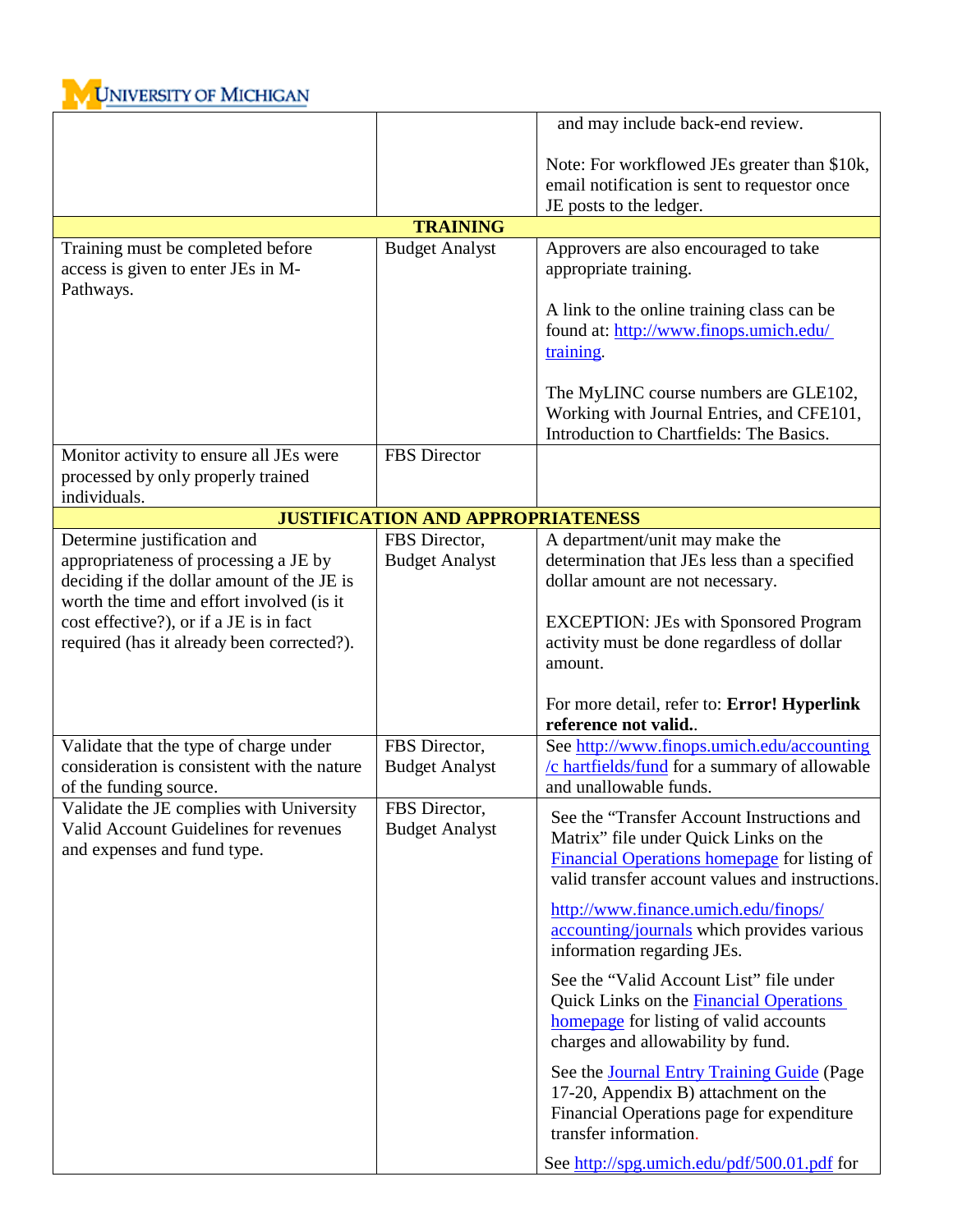| | | |
|---|---|---|
| | | and may include back-end review.<br><br>Note: For workflowed JEs greater than $10k, email notification is sent to requestor once JE posts to the ledger. |
| **TRAINING** | | |
| Training must be completed before access is given to enter JEs in M-Pathways. | Budget Analyst | Approvers are also encouraged to take appropriate training.<br><br>A link to the online training class can be found at: [http://www.finops.umich.edu/training](http://www.finops.umich.edu/training).<br><br>The MyLINC course numbers are GLE102, Working with Journal Entries, and CFE101, Introduction to Chartfields: The Basics. |
| Monitor activity to ensure all JEs were processed by only properly trained individuals. | FBS Director | |
| **JUSTIFICATION AND APPROPRIATENESS** | | |
| Determine justification and appropriateness of processing a JE by deciding if the dollar amount of the JE is worth the time and effort involved (is it cost effective?), or if a JE is in fact required (has it already been corrected?). | FBS Director, Budget Analyst | A department/unit may make the determination that JEs less than a specified dollar amount are not necessary.<br><br>EXCEPTION: JEs with Sponsored Program activity must be done regardless of dollar amount.<br><br>For more detail, refer to: **Error! Hyperlink reference not valid.**. |
| Validate that the type of charge under consideration is consistent with the nature of the funding source. | FBS Director, Budget Analyst | See [http://www.finops.umich.edu/accounting/c hartfields/fund](http://www.finops.umich.edu/accounting/chartfields/fund) for a summary of allowable and unallowable funds. |
| Validate the JE complies with University Valid Account Guidelines for revenues and expenses and fund type. | FBS Director, Budget Analyst | See the "Transfer Account Instructions and Matrix" file under Quick Links on the Financial Operations homepage for listing of valid transfer account values and instructions.<br><br>[http://www.finance.umich.edu/finops/accounting/journals](http://www.finance.umich.edu/finops/accounting/journals) which provides various information regarding JEs.<br><br>See the "Valid Account List" file under Quick Links on the Financial Operations homepage for listing of valid accounts charges and allowability by fund.<br><br>See the Journal Entry Training Guide (Page 17-20, Appendix B) attachment on the Financial Operations page for expenditure transfer information.<br><br>See [http://spg.umich.edu/pdf/500.01.pdf](http://spg.umich.edu/pdf/500.01.pdf) for |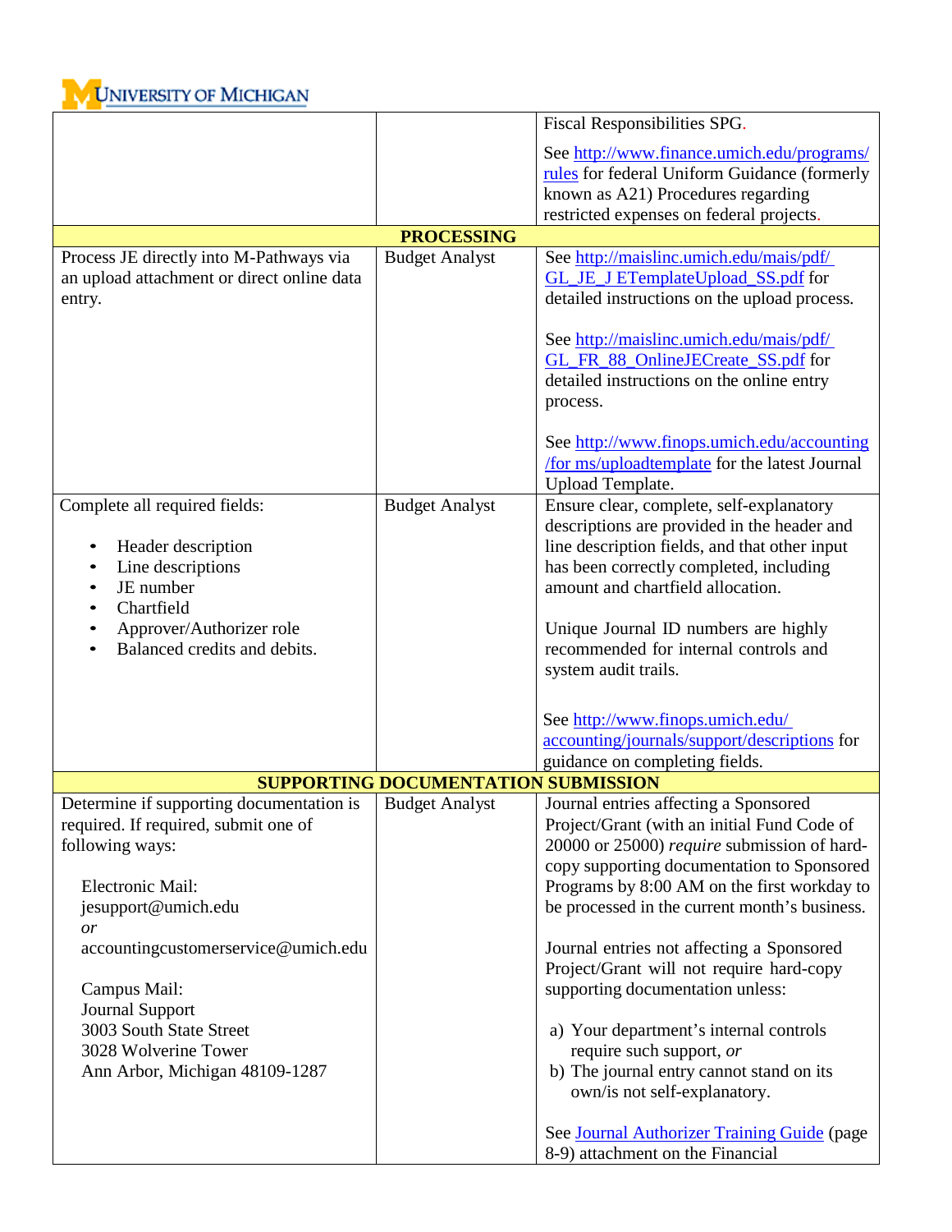| | | |
|---|---|---|
| | | Fiscal Responsibilities SPG.<br><br>See http://www.finance.umich.edu/programs/rules for federal Uniform Guidance (formerly known as A21) Procedures regarding restricted expenses on federal projects. |
| **PROCESSING** | | |
| Process JE directly into M-Pathways via an upload attachment or direct online data entry. | Budget Analyst | See http://maislinc.umich.edu/mais/pdf/GL_JE_J ETemplateUpload_SS.pdf for detailed instructions on the upload process.<br><br>See http://maislinc.umich.edu/mais/pdf/GL_FR_88_OnlineJECreate_SS.pdf for detailed instructions on the online entry process.<br><br>See http://www.finops.umich.edu/accounting/for ms/uploadtemplate for the latest Journal Upload Template. |
| Complete all required fields:<br><br>• Header description<br>• Line descriptions<br>• JE number<br>• Chartfield<br>• Approver/Authorizer role<br>• Balanced credits and debits. | Budget Analyst | Ensure clear, complete, self-explanatory descriptions are provided in the header and line description fields, and that other input has been correctly completed, including amount and chartfield allocation.<br><br>Unique Journal ID numbers are highly recommended for internal controls and system audit trails.<br><br>See http://www.finops.umich.edu/accounting/journals/support/descriptions for guidance on completing fields. |
| **SUPPORTING DOCUMENTATION SUBMISSION** | | |
| Determine if supporting documentation is required. If required, submit one of following ways:<br><br>Electronic Mail:<br>jesupport@umich.edu<br>*or*<br>accountingcustomerservice@umich.edu<br><br>Campus Mail:<br>Journal Support<br>3003 South State Street<br>3028 Wolverine Tower<br>Ann Arbor, Michigan 48109-1287 | Budget Analyst | Journal entries affecting a Sponsored Project/Grant (with an initial Fund Code of 20000 or 25000) *require* submission of hard-copy supporting documentation to Sponsored Programs by 8:00 AM on the first workday to be processed in the current month's business.<br><br>Journal entries not affecting a Sponsored Project/Grant will not require hard-copy supporting documentation unless:<br><br>a) Your department's internal controls require such support, *or*<br>b) The journal entry cannot stand on its own/is not self-explanatory.<br><br>See Journal Authorizer Training Guide (page 8-9) attachment on the Financial |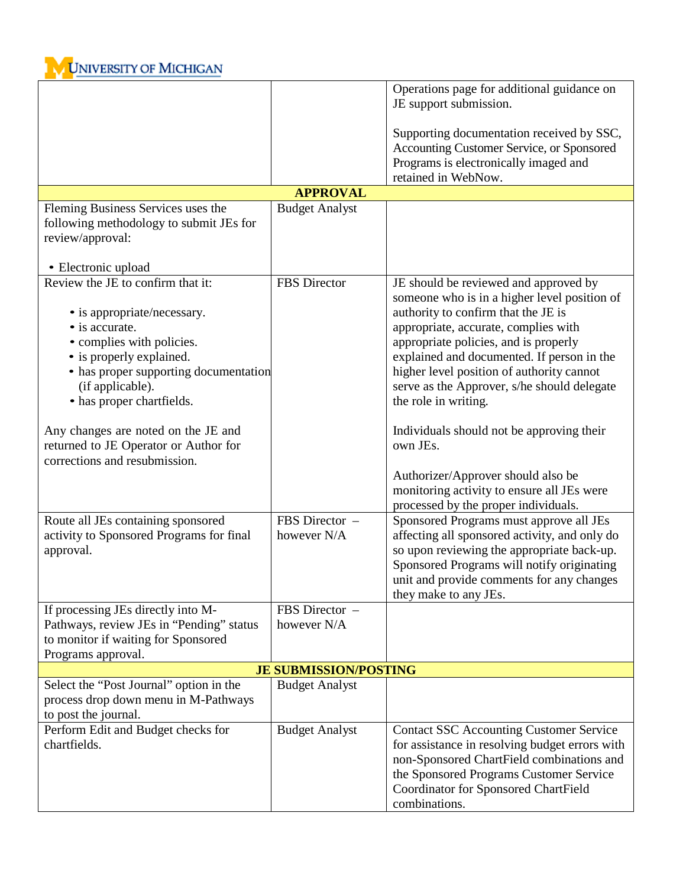| | | |
|---|---|---|
| | | Operations page for additional guidance on JE support submission.<br><br>Supporting documentation received by SSC, Accounting Customer Service, or Sponsored Programs is electronically imaged and retained in WebNow. |
| **APPROVAL** | | |
| Fleming Business Services uses the following methodology to submit JEs for review/approval:<br><br>• Electronic upload | Budget Analyst | |
| Review the JE to confirm that it:<br><br>• is appropriate/necessary.<br>• is accurate.<br>• complies with policies.<br>• is properly explained.<br>• has proper supporting documentation (if applicable).<br>• has proper chartfields.<br><br>Any changes are noted on the JE and returned to JE Operator or Author for corrections and resubmission. | FBS Director | JE should be reviewed and approved by someone who is in a higher level position of authority to confirm that the JE is appropriate, accurate, complies with appropriate policies, and is properly explained and documented. If person in the higher level position of authority cannot serve as the Approver, s/he should delegate the role in writing.<br><br>Individuals should not be approving their own JEs.<br><br>Authorizer/Approver should also be monitoring activity to ensure all JEs were processed by the proper individuals. |
| Route all JEs containing sponsored activity to Sponsored Programs for final approval. | FBS Director – however N/A | Sponsored Programs must approve all JEs affecting all sponsored activity, and only do so upon reviewing the appropriate back-up. Sponsored Programs will notify originating unit and provide comments for any changes they make to any JEs. |
| If processing JEs directly into M-Pathways, review JEs in "Pending" status to monitor if waiting for Sponsored Programs approval. | FBS Director – however N/A | |
| **JE SUBMISSION/POSTING** | | |
| Select the "Post Journal" option in the process drop down menu in M-Pathways to post the journal. | Budget Analyst | |
| Perform Edit and Budget checks for chartfields. | Budget Analyst | Contact SSC Accounting Customer Service for assistance in resolving budget errors with non-Sponsored ChartField combinations and the Sponsored Programs Customer Service Coordinator for Sponsored ChartField combinations. |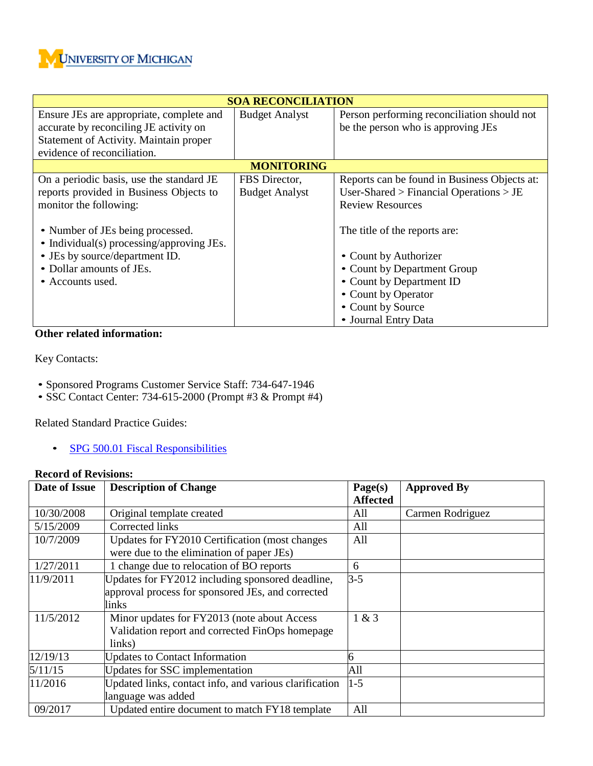| SOA RECONCILIATION | | |
| --- | --- | --- |
| Ensure JEs are appropriate, complete and accurate by reconciling JE activity on Statement of Activity. Maintain proper evidence of reconciliation. | Budget Analyst | Person performing reconciliation should not be the person who is approving JEs |
| **MONITORING** | | |
| On a periodic basis, use the standard JE reports provided in Business Objects to monitor the following:<br><br>• Number of JEs being processed.<br>• Individual(s) processing/approving JEs.<br>• JEs by source/department ID.<br>• Dollar amounts of JEs.<br>• Accounts used. | FBS Director, Budget Analyst | Reports can be found in Business Objects at: User-Shared > Financial Operations > JE Review Resources<br><br>The title of the reports are:<br><br>• Count by Authorizer<br>• Count by Department Group<br>• Count by Department ID<br>• Count by Operator<br>• Count by Source<br>• Journal Entry Data |

**Other related information:**

Key Contacts:

- Sponsored Programs Customer Service Staff: 734-647-1946
- SSC Contact Center: 734-615-2000 (Prompt #3 & Prompt #4)

Related Standard Practice Guides:

- SPG 500.01 Fiscal Responsibilities

**Record of Revisions:**

| Date of Issue | Description of Change | Page(s) Affected | Approved By |
| --- | --- | --- | --- |
| 10/30/2008 | Original template created | All | Carmen Rodriguez |
| 5/15/2009 | Corrected links | All | |
| 10/7/2009 | Updates for FY2010 Certification (most changes were due to the elimination of paper JEs) | All | |
| 1/27/2011 | 1 change due to relocation of BO reports | 6 | |
| 11/9/2011 | Updates for FY2012 including sponsored deadline, approval process for sponsored JEs, and corrected links | 3-5 | |
| 11/5/2012 | Minor updates for FY2013 (note about Access Validation report and corrected FinOps homepage links) | 1 & 3 | |
| 12/19/13 | Updates to Contact Information | 6 | |
| 5/11/15 | Updates for SSC implementation | All | |
| 11/2016 | Updated links, contact info, and various clarification language was added | 1-5 | |
| 09/2017 | Updated entire document to match FY18 template | All | |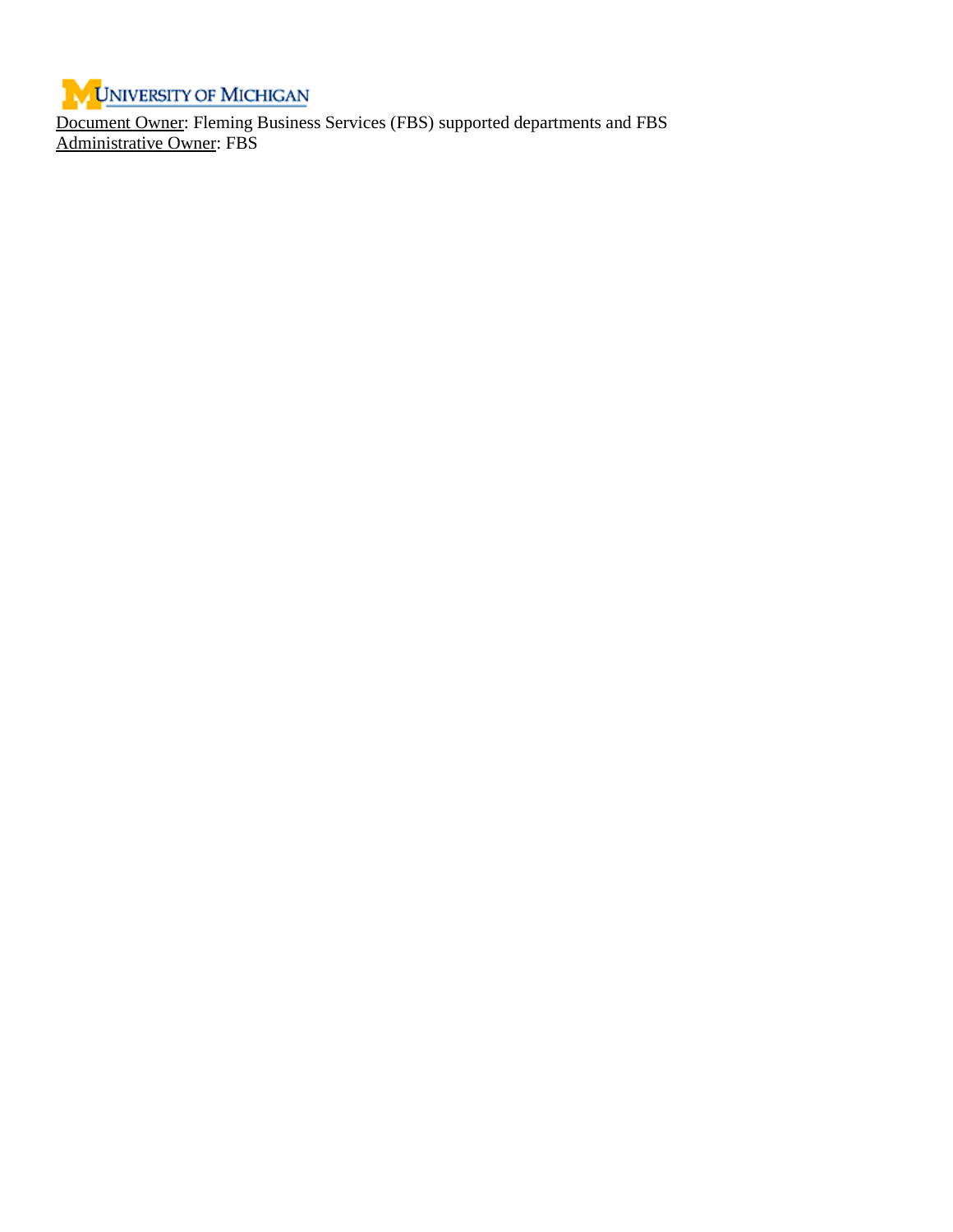Document Owner: Fleming Business Services (FBS) supported departments and FBS
Administrative Owner: FBS